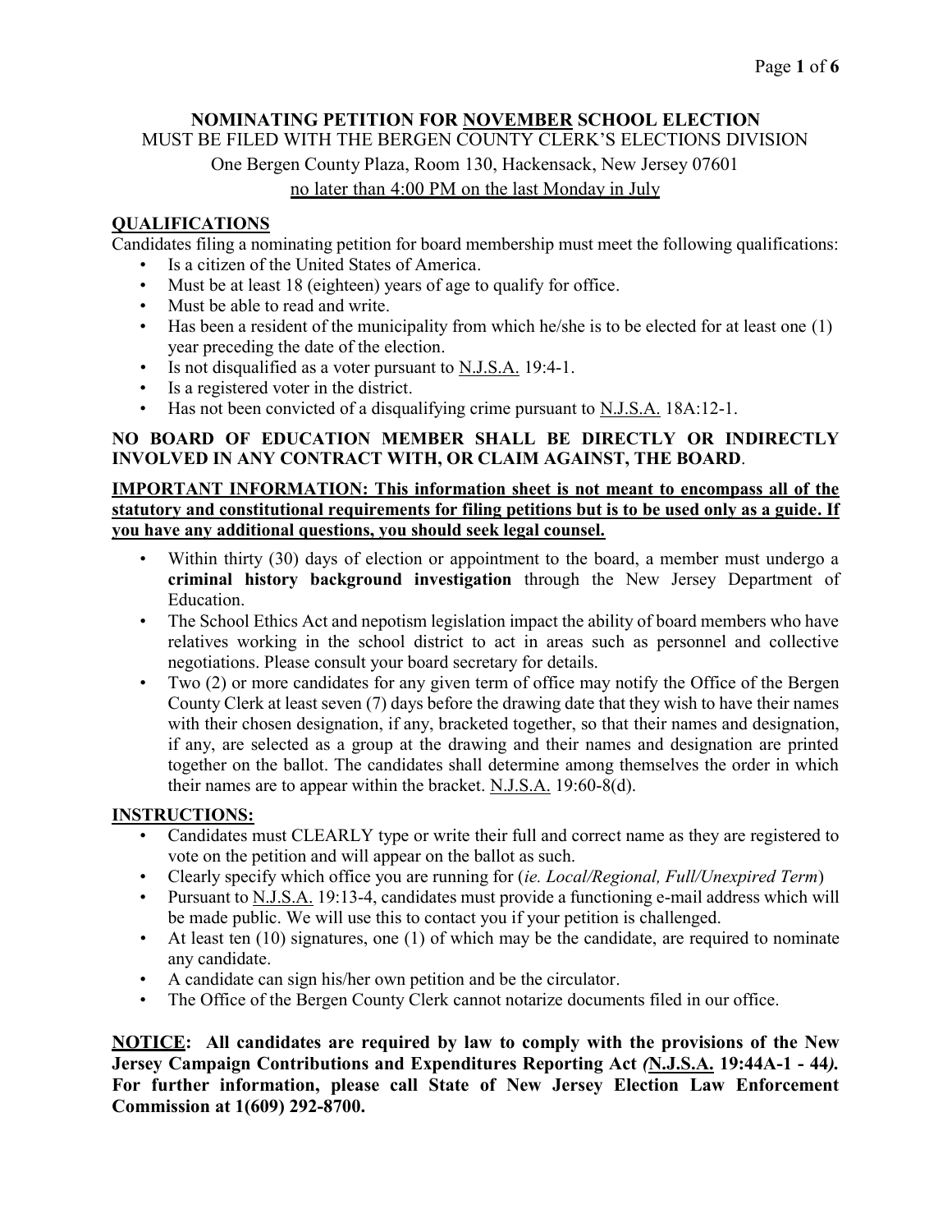# NOMINATING PETITION FOR NOVEMBER SCHOOL ELECTION

MUST BE FILED WITH THE BERGEN COUNTY CLERK'S ELECTIONS DIVISION

One Bergen County Plaza, Room 130, Hackensack, New Jersey 07601

no later than 4:00 PM on the last Monday in July

## QUALIFICATIONS

Candidates filing a nominating petition for board membership must meet the following qualifications:

- Is a citizen of the United States of America.
- Must be at least 18 (eighteen) years of age to qualify for office.
- Must be able to read and write.
- Has been a resident of the municipality from which he/she is to be elected for at least one (1) year preceding the date of the election.
- Is not disqualified as a voter pursuant to N.J.S.A. 19:4-1.
- Is a registered voter in the district.
- Has not been convicted of a disqualifying crime pursuant to N.J.S.A. 18A:12-1.

**NO BOARD OF EDUCATION MEMBER SHALL BE DIRECTLY OR INDIRECTLY INVOLVED IN ANY CONTRACT WITH, OR CLAIM AGAINST, THE BOARD**.

**IMPORTANT INFORMATION: This information sheet is not meant to encompass all of the statutory and constitutional requirements for filing petitions but is to be used only as a guide. If you have any additional questions, you should seek legal counsel.**

- Within thirty (30) days of election or appointment to the board, a member must undergo a **criminal history background investigation** through the New Jersey Department of Education.
- The School Ethics Act and nepotism legislation impact the ability of board members who have relatives working in the school district to act in areas such as personnel and collective negotiations. Please consult your board secretary for details.
- Two (2) or more candidates for any given term of office may notify the Office of the Bergen County Clerk at least seven (7) days before the drawing date that they wish to have their names with their chosen designation, if any, bracketed together, so that their names and designation, if any, are selected as a group at the drawing and their names and designation are printed together on the ballot. The candidates shall determine among themselves the order in which their names are to appear within the bracket. N.J.S.A. 19:60-8(d).

## INSTRUCTIONS:

- Candidates must CLEARLY type or write their full and correct name as they are registered to vote on the petition and will appear on the ballot as such.
- Clearly specify which office you are running for (*ie. Local/Regional, Full/Unexpired Term*)
- Pursuant to N.J.S.A. 19:13-4, candidates must provide a functioning e-mail address which will be made public. We will use this to contact you if your petition is challenged.
- At least ten (10) signatures, one (1) of which may be the candidate, are required to nominate any candidate.
- A candidate can sign his/her own petition and be the circulator.
- The Office of the Bergen County Clerk cannot notarize documents filed in our office.

**NOTICE: All candidates are required by law to comply with the provisions of the New Jersey Campaign Contributions and Expenditures Reporting Act *(*N.J.S.A. 19:44A-1 - 44*)*. For further information, please call State of New Jersey Election Law Enforcement Commission at 1(609) 292-8700.**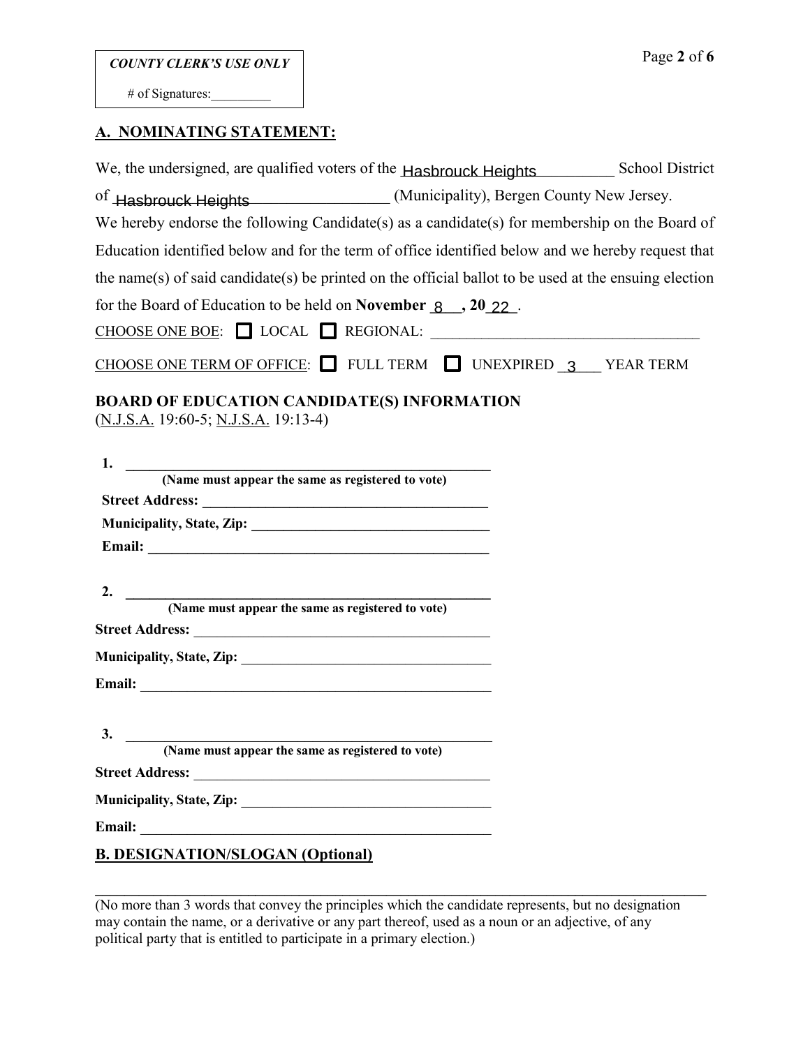**COUNTY CLERK'S USE ONLY**

# of Signatures:_________

## A. NOMINATING STATEMENT:

We, the undersigned, are qualified voters of the Hasbrouck Heights School District of Hasbrouck Heights (Municipality), Bergen County New Jersey.

We hereby endorse the following Candidate(s) as a candidate(s) for membership on the Board of Education identified below and for the term of office identified below and we hereby request that the name(s) of said candidate(s) be printed on the official ballot to be used at the ensuing election for the Board of Education to be held on **November** 8 **, 20**22.

CHOOSE ONE BOE: ☐ LOCAL ☐ REGIONAL: ___________________________________

CHOOSE ONE TERM OF OFFICE: ☐ FULL TERM ☐ UNEXPIRED 3 YEAR TERM

### BOARD OF EDUCATION CANDIDATE(S) INFORMATION

(N.J.S.A. 19:60-5; N.J.S.A. 19:13-4)

**1.** ___________________________________________________

**(Name must appear the same as registered to vote)**

**Street Address:** ________________________________________

**Municipality, State, Zip:** ________________________________

**Email:** _______________________________________________

**2.** ___________________________________________________

**(Name must appear the same as registered to vote)**

**Street Address:** ________________________________________

**Municipality, State, Zip:** ________________________________

**Email:** _______________________________________________

**3.** ___________________________________________________

**(Name must appear the same as registered to vote)**

**Street Address:** ________________________________________

**Municipality, State, Zip:** ________________________________

**Email:** _______________________________________________

## B. DESIGNATION/SLOGAN (Optional)

_____________________________________________________________________________

(No more than 3 words that convey the principles which the candidate represents, but no designation may contain the name, or a derivative or any part thereof, used as a noun or an adjective, of any political party that is entitled to participate in a primary election.)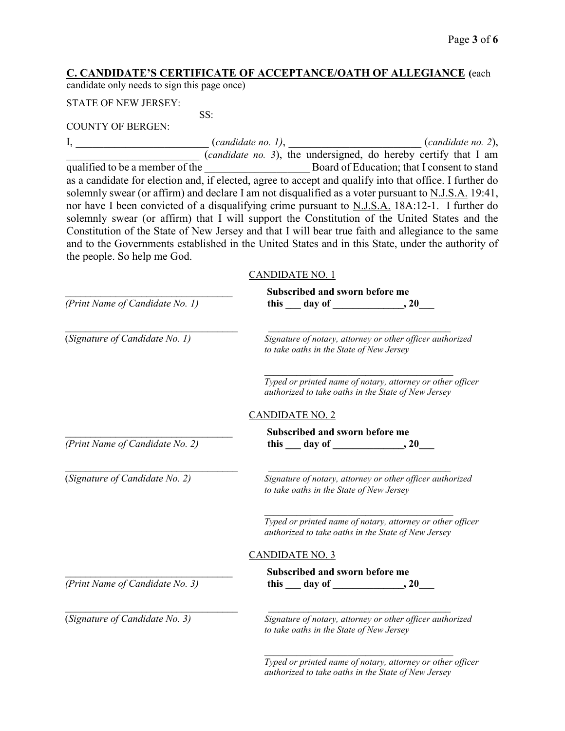## C. CANDIDATE'S CERTIFICATE OF ACCEPTANCE/OATH OF ALLEGIANCE (each candidate only needs to sign this page once)

STATE OF NEW JERSEY:

SS:

COUNTY OF BERGEN:

I, ________________________ (*candidate no. 1*), ________________________ (*candidate no. 2*), ________________________ (*candidate no. 3*), the undersigned, do hereby certify that I am qualified to be a member of the ___________________ Board of Education; that I consent to stand as a candidate for election and, if elected, agree to accept and qualify into that office. I further do solemnly swear (or affirm) and declare I am not disqualified as a voter pursuant to <u>N.J.S.A.</u> 19:41, nor have I been convicted of a disqualifying crime pursuant to <u>N.J.S.A.</u> 18A:12-1. I further do solemnly swear (or affirm) that I will support the Constitution of the United States and the Constitution of the State of New Jersey and that I will bear true faith and allegiance to the same and to the Governments established in the United States and in this State, under the authority of the people. So help me God.

<u>CANDIDATE NO. 1</u>

_________________________________
*(Print Name of Candidate No. 1)*

**Subscribed and sworn before me this ___ day of ______________, 20___**

___________________________________
(*Signature of Candidate No. 1)*

_______________________________________
*Signature of notary, attorney or other officer authorized to take oaths in the State of New Jersey*

_______________________________________
*Typed or printed name of notary, attorney or other officer authorized to take oaths in the State of New Jersey*

<u>CANDIDATE NO. 2</u>

_________________________________
*(Print Name of Candidate No. 2)*

**Subscribed and sworn before me this ___ day of ______________, 20___**

___________________________________
(*Signature of Candidate No. 2)*

_______________________________________
*Signature of notary, attorney or other officer authorized to take oaths in the State of New Jersey*

_______________________________________
*Typed or printed name of notary, attorney or other officer authorized to take oaths in the State of New Jersey*

<u>CANDIDATE NO. 3</u>

_________________________________
*(Print Name of Candidate No. 3)*

**Subscribed and sworn before me this ___ day of ______________, 20___**

___________________________________
(*Signature of Candidate No. 3)*

_______________________________________
*Signature of notary, attorney or other officer authorized to take oaths in the State of New Jersey*

_______________________________________
*Typed or printed name of notary, attorney or other officer authorized to take oaths in the State of New Jersey*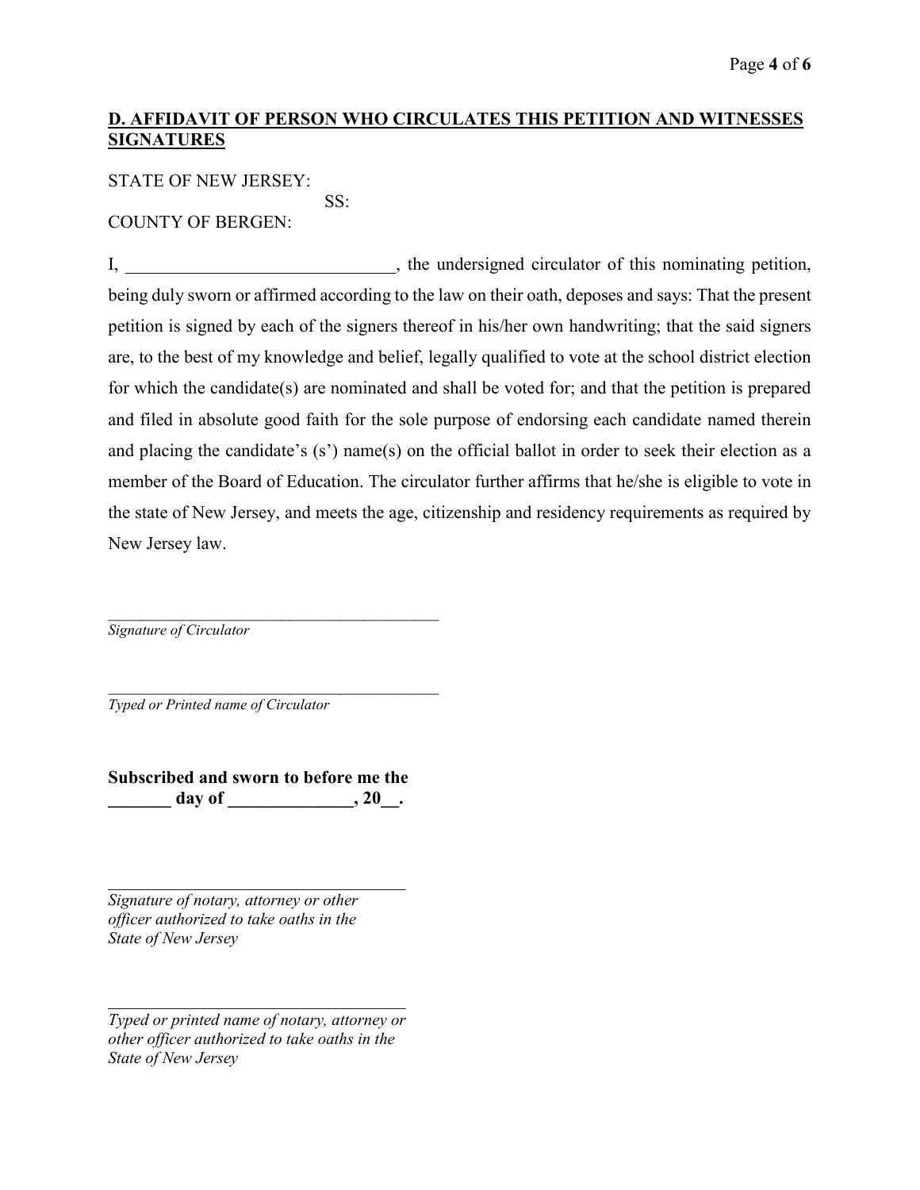## D. AFFIDAVIT OF PERSON WHO CIRCULATES THIS PETITION AND WITNESSES SIGNATURES

STATE OF NEW JERSEY:
SS:
COUNTY OF BERGEN:

I, ______________________________, the undersigned circulator of this nominating petition, being duly sworn or affirmed according to the law on their oath, deposes and says: That the present petition is signed by each of the signers thereof in his/her own handwriting; that the said signers are, to the best of my knowledge and belief, legally qualified to vote at the school district election for which the candidate(s) are nominated and shall be voted for; and that the petition is prepared and filed in absolute good faith for the sole purpose of endorsing each candidate named therein and placing the candidate's (s') name(s) on the official ballot in order to seek their election as a member of the Board of Education. The circulator further affirms that he/she is eligible to vote in the state of New Jersey, and meets the age, citizenship and residency requirements as required by New Jersey law.

__________________________________________
*Signature of Circulator*

__________________________________________
*Typed or Printed name of Circulator*

**Subscribed and sworn to before me the _______ day of ______________, 20__.**

_____________________________________
*Signature of notary, attorney or other officer authorized to take oaths in the State of New Jersey*

_____________________________________
*Typed or printed name of notary, attorney or other officer authorized to take oaths in the State of New Jersey*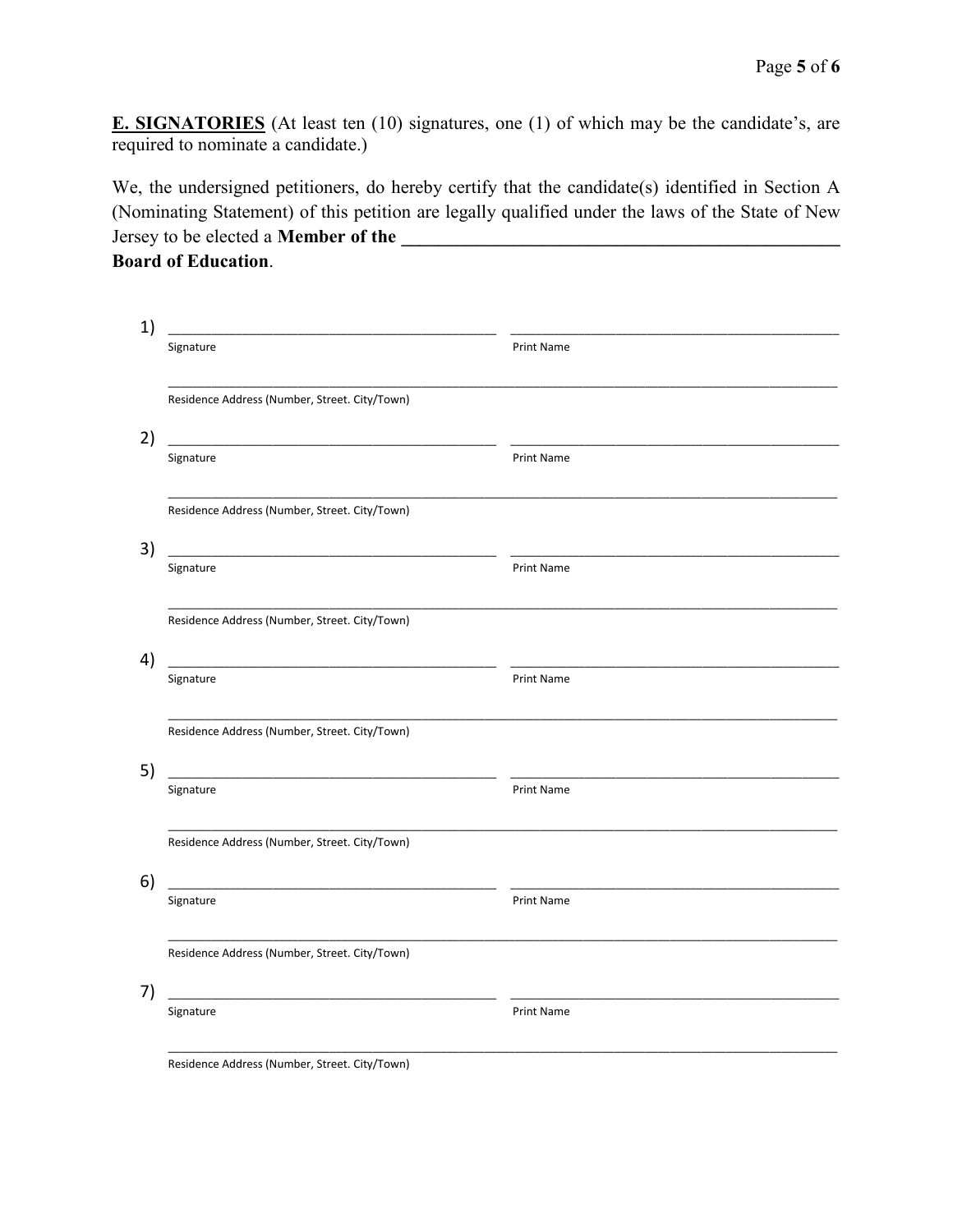**<u>E. SIGNATORIES</u>** (At least ten (10) signatures, one (1) of which may be the candidate's, are required to nominate a candidate.)

We, the undersigned petitioners, do hereby certify that the candidate(s) identified in Section A (Nominating Statement) of this petition are legally qualified under the laws of the State of New Jersey to be elected a **Member of the \_\_\_\_\_\_\_\_\_\_\_\_\_\_\_\_\_\_\_\_\_\_\_\_\_\_\_\_\_\_\_\_\_\_\_\_\_\_\_\_\_\_\_\_\_\_\_\_ Board of Education**.

1) \_\_\_\_\_\_\_\_\_\_\_\_\_\_\_\_\_\_\_\_\_\_\_\_\_\_\_\_\_\_\_\_\_\_\_\_\_\_\_\_ \_\_\_\_\_\_\_\_\_\_\_\_\_\_\_\_\_\_\_\_\_\_\_\_\_\_\_\_\_\_\_\_\_\_\_\_\_\_\_\_
Signature Print Name

\_\_\_\_\_\_\_\_\_\_\_\_\_\_\_\_\_\_\_\_\_\_\_\_\_\_\_\_\_\_\_\_\_\_\_\_\_\_\_\_\_\_\_\_\_\_\_\_\_\_\_\_\_\_\_\_\_\_\_\_\_\_\_\_\_\_\_\_\_\_\_\_\_\_\_\_\_\_
Residence Address (Number, Street. City/Town)

2) \_\_\_\_\_\_\_\_\_\_\_\_\_\_\_\_\_\_\_\_\_\_\_\_\_\_\_\_\_\_\_\_\_\_\_\_\_\_\_\_ \_\_\_\_\_\_\_\_\_\_\_\_\_\_\_\_\_\_\_\_\_\_\_\_\_\_\_\_\_\_\_\_\_\_\_\_\_\_\_\_
Signature Print Name

\_\_\_\_\_\_\_\_\_\_\_\_\_\_\_\_\_\_\_\_\_\_\_\_\_\_\_\_\_\_\_\_\_\_\_\_\_\_\_\_\_\_\_\_\_\_\_\_\_\_\_\_\_\_\_\_\_\_\_\_\_\_\_\_\_\_\_\_\_\_\_\_\_\_\_\_\_\_
Residence Address (Number, Street. City/Town)

3) \_\_\_\_\_\_\_\_\_\_\_\_\_\_\_\_\_\_\_\_\_\_\_\_\_\_\_\_\_\_\_\_\_\_\_\_\_\_\_\_ \_\_\_\_\_\_\_\_\_\_\_\_\_\_\_\_\_\_\_\_\_\_\_\_\_\_\_\_\_\_\_\_\_\_\_\_\_\_\_\_
Signature Print Name

\_\_\_\_\_\_\_\_\_\_\_\_\_\_\_\_\_\_\_\_\_\_\_\_\_\_\_\_\_\_\_\_\_\_\_\_\_\_\_\_\_\_\_\_\_\_\_\_\_\_\_\_\_\_\_\_\_\_\_\_\_\_\_\_\_\_\_\_\_\_\_\_\_\_\_\_\_\_
Residence Address (Number, Street. City/Town)

4) \_\_\_\_\_\_\_\_\_\_\_\_\_\_\_\_\_\_\_\_\_\_\_\_\_\_\_\_\_\_\_\_\_\_\_\_\_\_\_\_ \_\_\_\_\_\_\_\_\_\_\_\_\_\_\_\_\_\_\_\_\_\_\_\_\_\_\_\_\_\_\_\_\_\_\_\_\_\_\_\_
Signature Print Name

\_\_\_\_\_\_\_\_\_\_\_\_\_\_\_\_\_\_\_\_\_\_\_\_\_\_\_\_\_\_\_\_\_\_\_\_\_\_\_\_\_\_\_\_\_\_\_\_\_\_\_\_\_\_\_\_\_\_\_\_\_\_\_\_\_\_\_\_\_\_\_\_\_\_\_\_\_\_
Residence Address (Number, Street. City/Town)

5) \_\_\_\_\_\_\_\_\_\_\_\_\_\_\_\_\_\_\_\_\_\_\_\_\_\_\_\_\_\_\_\_\_\_\_\_\_\_\_\_ \_\_\_\_\_\_\_\_\_\_\_\_\_\_\_\_\_\_\_\_\_\_\_\_\_\_\_\_\_\_\_\_\_\_\_\_\_\_\_\_
Signature Print Name

\_\_\_\_\_\_\_\_\_\_\_\_\_\_\_\_\_\_\_\_\_\_\_\_\_\_\_\_\_\_\_\_\_\_\_\_\_\_\_\_\_\_\_\_\_\_\_\_\_\_\_\_\_\_\_\_\_\_\_\_\_\_\_\_\_\_\_\_\_\_\_\_\_\_\_\_\_\_
Residence Address (Number, Street. City/Town)

6) \_\_\_\_\_\_\_\_\_\_\_\_\_\_\_\_\_\_\_\_\_\_\_\_\_\_\_\_\_\_\_\_\_\_\_\_\_\_\_\_ \_\_\_\_\_\_\_\_\_\_\_\_\_\_\_\_\_\_\_\_\_\_\_\_\_\_\_\_\_\_\_\_\_\_\_\_\_\_\_\_
Signature Print Name

\_\_\_\_\_\_\_\_\_\_\_\_\_\_\_\_\_\_\_\_\_\_\_\_\_\_\_\_\_\_\_\_\_\_\_\_\_\_\_\_\_\_\_\_\_\_\_\_\_\_\_\_\_\_\_\_\_\_\_\_\_\_\_\_\_\_\_\_\_\_\_\_\_\_\_\_\_\_
Residence Address (Number, Street. City/Town)

7) \_\_\_\_\_\_\_\_\_\_\_\_\_\_\_\_\_\_\_\_\_\_\_\_\_\_\_\_\_\_\_\_\_\_\_\_\_\_\_\_ \_\_\_\_\_\_\_\_\_\_\_\_\_\_\_\_\_\_\_\_\_\_\_\_\_\_\_\_\_\_\_\_\_\_\_\_\_\_\_\_
Signature Print Name

\_\_\_\_\_\_\_\_\_\_\_\_\_\_\_\_\_\_\_\_\_\_\_\_\_\_\_\_\_\_\_\_\_\_\_\_\_\_\_\_\_\_\_\_\_\_\_\_\_\_\_\_\_\_\_\_\_\_\_\_\_\_\_\_\_\_\_\_\_\_\_\_\_\_\_\_\_\_
Residence Address (Number, Street. City/Town)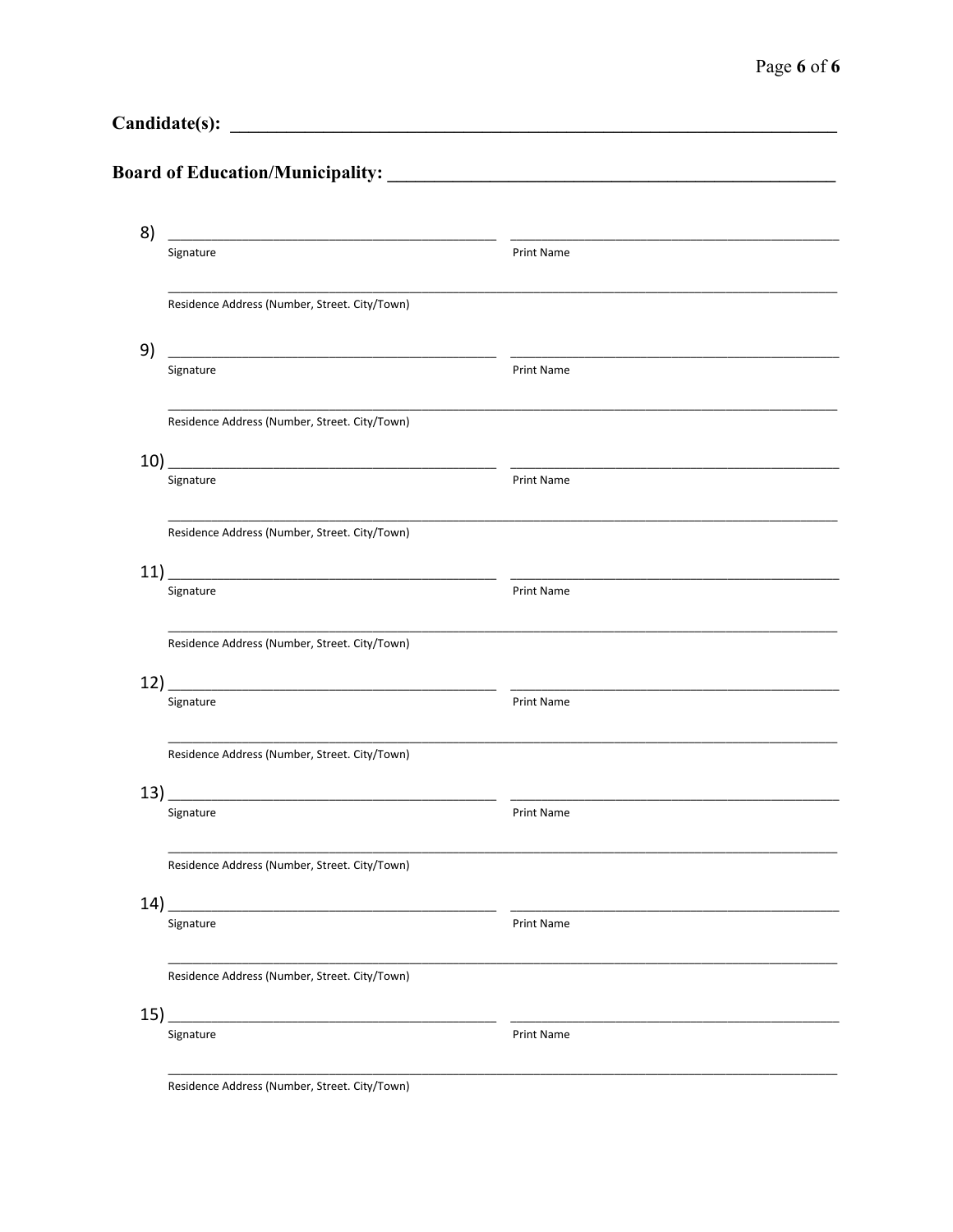**Candidate(s): \_\_\_\_\_\_\_\_\_\_\_\_\_\_\_\_\_\_\_\_\_\_\_\_\_\_\_\_\_\_\_\_\_\_\_\_\_\_\_\_\_\_\_\_\_\_\_\_\_\_\_\_\_\_\_\_\_\_\_\_**

**Board of Education/Municipality: \_\_\_\_\_\_\_\_\_\_\_\_\_\_\_\_\_\_\_\_\_\_\_\_\_\_\_\_\_\_\_\_\_\_\_\_\_\_\_\_\_\_\_\_\_**

8) \_\_\_\_\_\_\_\_\_\_\_\_\_\_\_\_\_\_\_\_\_\_\_\_\_\_\_\_\_\_\_\_\_\_\_\_\_\_\_\_ \_\_\_\_\_\_\_\_\_\_\_\_\_\_\_\_\_\_\_\_\_\_\_\_\_\_\_\_\_\_\_\_\_\_\_\_\_\_\_\_\_\_
Signature Print Name

\_\_\_\_\_\_\_\_\_\_\_\_\_\_\_\_\_\_\_\_\_\_\_\_\_\_\_\_\_\_\_\_\_\_\_\_\_\_\_\_\_\_\_\_\_\_\_\_\_\_\_\_\_\_\_\_\_\_\_\_\_\_\_\_\_\_\_\_\_\_\_\_\_\_\_\_\_\_\_\_\_\_
Residence Address (Number, Street. City/Town)

9) \_\_\_\_\_\_\_\_\_\_\_\_\_\_\_\_\_\_\_\_\_\_\_\_\_\_\_\_\_\_\_\_\_\_\_\_\_\_\_\_ \_\_\_\_\_\_\_\_\_\_\_\_\_\_\_\_\_\_\_\_\_\_\_\_\_\_\_\_\_\_\_\_\_\_\_\_\_\_\_\_\_\_
Signature Print Name

\_\_\_\_\_\_\_\_\_\_\_\_\_\_\_\_\_\_\_\_\_\_\_\_\_\_\_\_\_\_\_\_\_\_\_\_\_\_\_\_\_\_\_\_\_\_\_\_\_\_\_\_\_\_\_\_\_\_\_\_\_\_\_\_\_\_\_\_\_\_\_\_\_\_\_\_\_\_\_\_\_\_
Residence Address (Number, Street. City/Town)

10) \_\_\_\_\_\_\_\_\_\_\_\_\_\_\_\_\_\_\_\_\_\_\_\_\_\_\_\_\_\_\_\_\_\_\_\_\_\_\_\_ \_\_\_\_\_\_\_\_\_\_\_\_\_\_\_\_\_\_\_\_\_\_\_\_\_\_\_\_\_\_\_\_\_\_\_\_\_\_\_\_\_\_
Signature Print Name

\_\_\_\_\_\_\_\_\_\_\_\_\_\_\_\_\_\_\_\_\_\_\_\_\_\_\_\_\_\_\_\_\_\_\_\_\_\_\_\_\_\_\_\_\_\_\_\_\_\_\_\_\_\_\_\_\_\_\_\_\_\_\_\_\_\_\_\_\_\_\_\_\_\_\_\_\_\_\_\_\_\_
Residence Address (Number, Street. City/Town)

11) \_\_\_\_\_\_\_\_\_\_\_\_\_\_\_\_\_\_\_\_\_\_\_\_\_\_\_\_\_\_\_\_\_\_\_\_\_\_\_\_ \_\_\_\_\_\_\_\_\_\_\_\_\_\_\_\_\_\_\_\_\_\_\_\_\_\_\_\_\_\_\_\_\_\_\_\_\_\_\_\_\_\_
Signature Print Name

\_\_\_\_\_\_\_\_\_\_\_\_\_\_\_\_\_\_\_\_\_\_\_\_\_\_\_\_\_\_\_\_\_\_\_\_\_\_\_\_\_\_\_\_\_\_\_\_\_\_\_\_\_\_\_\_\_\_\_\_\_\_\_\_\_\_\_\_\_\_\_\_\_\_\_\_\_\_\_\_\_\_
Residence Address (Number, Street. City/Town)

12) \_\_\_\_\_\_\_\_\_\_\_\_\_\_\_\_\_\_\_\_\_\_\_\_\_\_\_\_\_\_\_\_\_\_\_\_\_\_\_\_ \_\_\_\_\_\_\_\_\_\_\_\_\_\_\_\_\_\_\_\_\_\_\_\_\_\_\_\_\_\_\_\_\_\_\_\_\_\_\_\_\_\_
Signature Print Name

\_\_\_\_\_\_\_\_\_\_\_\_\_\_\_\_\_\_\_\_\_\_\_\_\_\_\_\_\_\_\_\_\_\_\_\_\_\_\_\_\_\_\_\_\_\_\_\_\_\_\_\_\_\_\_\_\_\_\_\_\_\_\_\_\_\_\_\_\_\_\_\_\_\_\_\_\_\_\_\_\_\_
Residence Address (Number, Street. City/Town)

13) \_\_\_\_\_\_\_\_\_\_\_\_\_\_\_\_\_\_\_\_\_\_\_\_\_\_\_\_\_\_\_\_\_\_\_\_\_\_\_\_ \_\_\_\_\_\_\_\_\_\_\_\_\_\_\_\_\_\_\_\_\_\_\_\_\_\_\_\_\_\_\_\_\_\_\_\_\_\_\_\_\_\_
Signature Print Name

\_\_\_\_\_\_\_\_\_\_\_\_\_\_\_\_\_\_\_\_\_\_\_\_\_\_\_\_\_\_\_\_\_\_\_\_\_\_\_\_\_\_\_\_\_\_\_\_\_\_\_\_\_\_\_\_\_\_\_\_\_\_\_\_\_\_\_\_\_\_\_\_\_\_\_\_\_\_\_\_\_\_
Residence Address (Number, Street. City/Town)

14) \_\_\_\_\_\_\_\_\_\_\_\_\_\_\_\_\_\_\_\_\_\_\_\_\_\_\_\_\_\_\_\_\_\_\_\_\_\_\_\_ \_\_\_\_\_\_\_\_\_\_\_\_\_\_\_\_\_\_\_\_\_\_\_\_\_\_\_\_\_\_\_\_\_\_\_\_\_\_\_\_\_\_
Signature Print Name

\_\_\_\_\_\_\_\_\_\_\_\_\_\_\_\_\_\_\_\_\_\_\_\_\_\_\_\_\_\_\_\_\_\_\_\_\_\_\_\_\_\_\_\_\_\_\_\_\_\_\_\_\_\_\_\_\_\_\_\_\_\_\_\_\_\_\_\_\_\_\_\_\_\_\_\_\_\_\_\_\_\_
Residence Address (Number, Street. City/Town)

15) \_\_\_\_\_\_\_\_\_\_\_\_\_\_\_\_\_\_\_\_\_\_\_\_\_\_\_\_\_\_\_\_\_\_\_\_\_\_\_\_ \_\_\_\_\_\_\_\_\_\_\_\_\_\_\_\_\_\_\_\_\_\_\_\_\_\_\_\_\_\_\_\_\_\_\_\_\_\_\_\_\_\_
Signature Print Name

\_\_\_\_\_\_\_\_\_\_\_\_\_\_\_\_\_\_\_\_\_\_\_\_\_\_\_\_\_\_\_\_\_\_\_\_\_\_\_\_\_\_\_\_\_\_\_\_\_\_\_\_\_\_\_\_\_\_\_\_\_\_\_\_\_\_\_\_\_\_\_\_\_\_\_\_\_\_\_\_\_\_
Residence Address (Number, Street. City/Town)